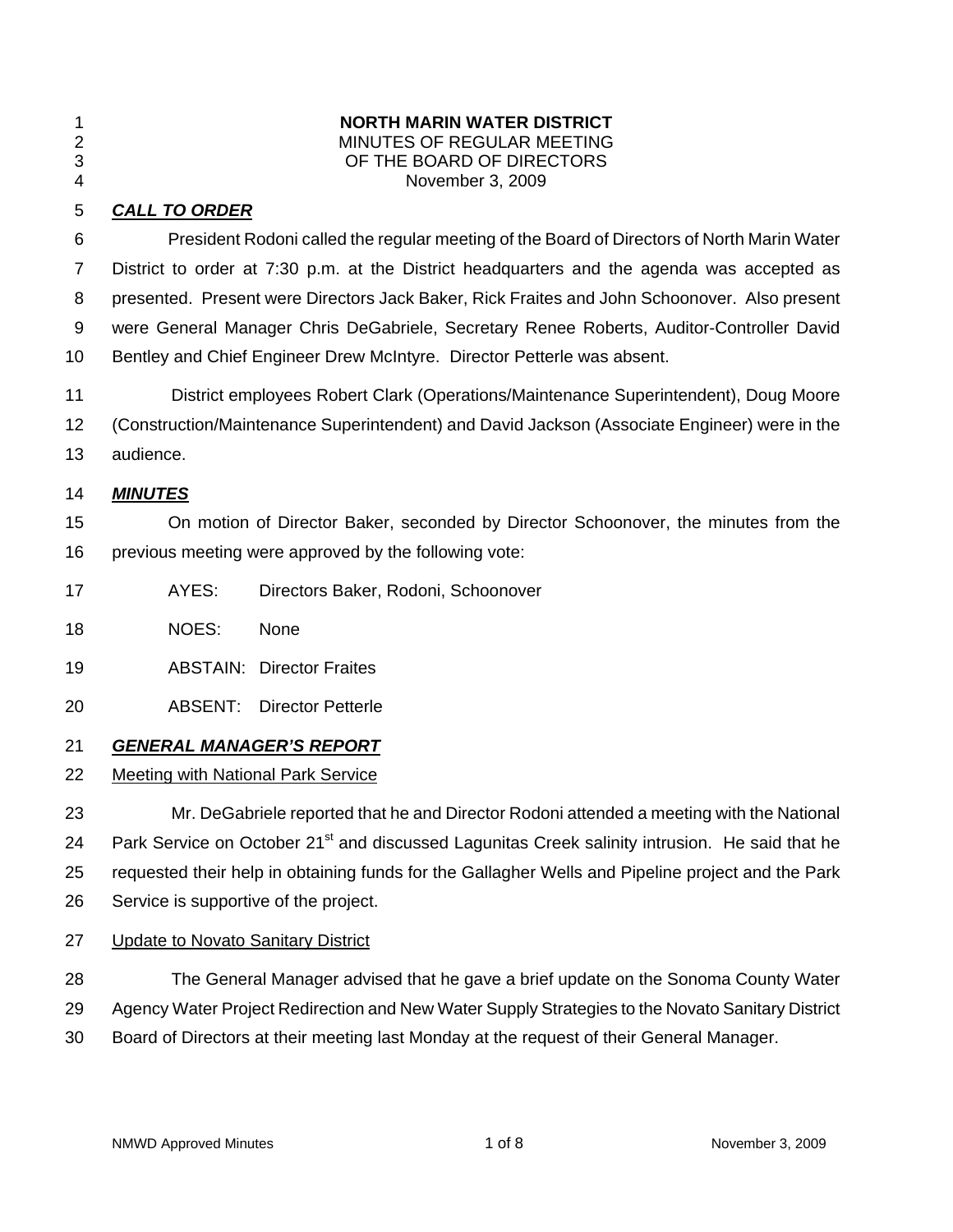# NORTH MARIN WATER DISTRICT

MINUTES OF REGULAR MEETING
OF THE BOARD OF DIRECTORS
November 3, 2009

## ***CALL TO ORDER***

President Rodoni called the regular meeting of the Board of Directors of North Marin Water District to order at 7:30 p.m. at the District headquarters and the agenda was accepted as presented. Present were Directors Jack Baker, Rick Fraites and John Schoonover. Also present were General Manager Chris DeGabriele, Secretary Renee Roberts, Auditor-Controller David Bentley and Chief Engineer Drew McIntyre. Director Petterle was absent.

District employees Robert Clark (Operations/Maintenance Superintendent), Doug Moore (Construction/Maintenance Superintendent) and David Jackson (Associate Engineer) were in the audience.

## ***MINUTES***

On motion of Director Baker, seconded by Director Schoonover, the minutes from the previous meeting were approved by the following vote:

AYES: Directors Baker, Rodoni, Schoonover

NOES: None

ABSTAIN: Director Fraites

ABSENT: Director Petterle

## ***GENERAL MANAGER'S REPORT***

Meeting with National Park Service

Mr. DeGabriele reported that he and Director Rodoni attended a meeting with the National Park Service on October 21st and discussed Lagunitas Creek salinity intrusion. He said that he requested their help in obtaining funds for the Gallagher Wells and Pipeline project and the Park Service is supportive of the project.

Update to Novato Sanitary District

The General Manager advised that he gave a brief update on the Sonoma County Water Agency Water Project Redirection and New Water Supply Strategies to the Novato Sanitary District Board of Directors at their meeting last Monday at the request of their General Manager.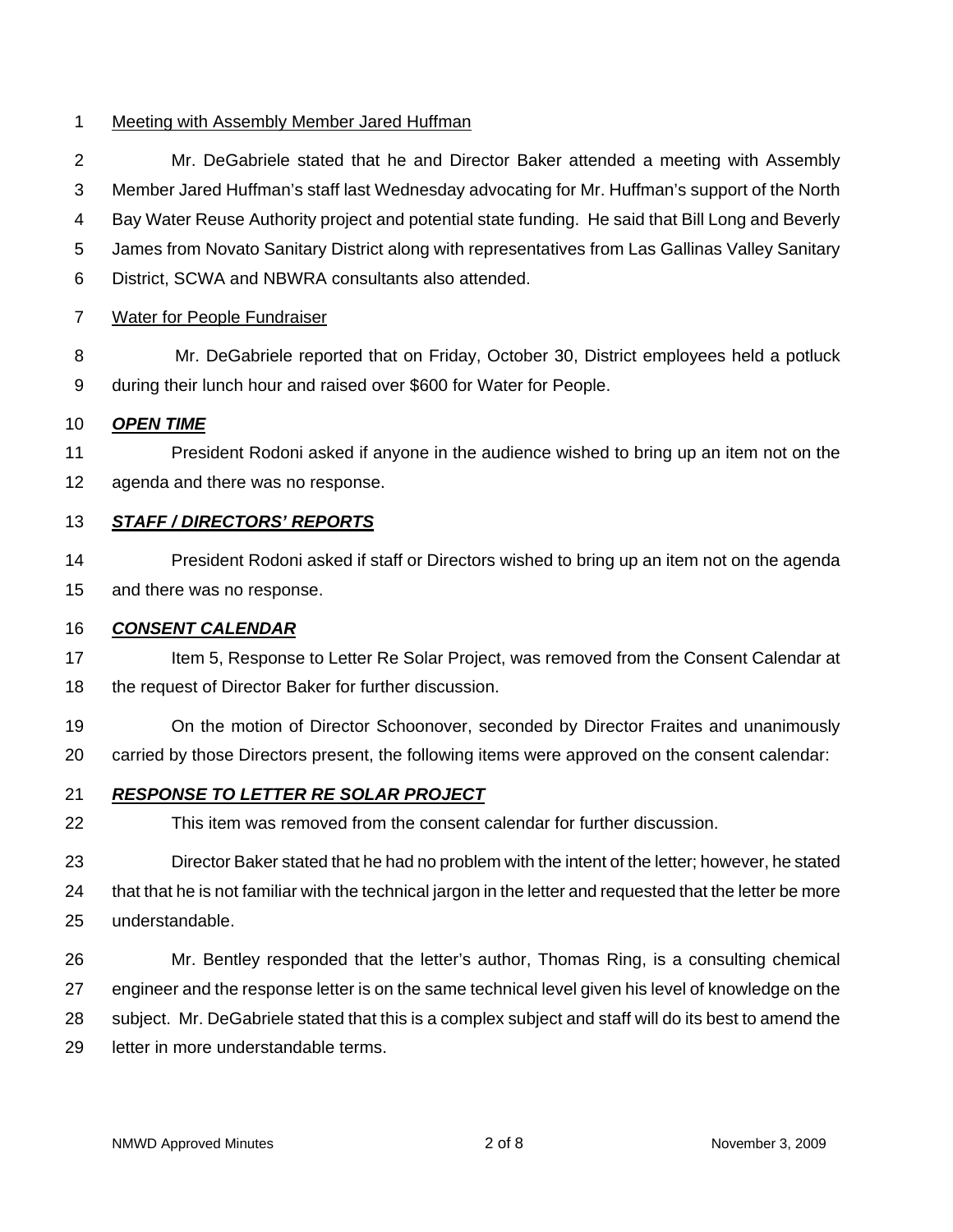Meeting with Assembly Member Jared Huffman

Mr. DeGabriele stated that he and Director Baker attended a meeting with Assembly Member Jared Huffman's staff last Wednesday advocating for Mr. Huffman's support of the North Bay Water Reuse Authority project and potential state funding. He said that Bill Long and Beverly James from Novato Sanitary District along with representatives from Las Gallinas Valley Sanitary District, SCWA and NBWRA consultants also attended.

Water for People Fundraiser

Mr. DeGabriele reported that on Friday, October 30, District employees held a potluck during their lunch hour and raised over $600 for Water for People.

***OPEN TIME***

President Rodoni asked if anyone in the audience wished to bring up an item not on the agenda and there was no response.

***STAFF / DIRECTORS' REPORTS***

President Rodoni asked if staff or Directors wished to bring up an item not on the agenda and there was no response.

***CONSENT CALENDAR***

Item 5, Response to Letter Re Solar Project, was removed from the Consent Calendar at the request of Director Baker for further discussion.

On the motion of Director Schoonover, seconded by Director Fraites and unanimously carried by those Directors present, the following items were approved on the consent calendar:

***RESPONSE TO LETTER RE SOLAR PROJECT***

This item was removed from the consent calendar for further discussion.

Director Baker stated that he had no problem with the intent of the letter; however, he stated that that he is not familiar with the technical jargon in the letter and requested that the letter be more understandable.

Mr. Bentley responded that the letter's author, Thomas Ring, is a consulting chemical engineer and the response letter is on the same technical level given his level of knowledge on the subject. Mr. DeGabriele stated that this is a complex subject and staff will do its best to amend the letter in more understandable terms.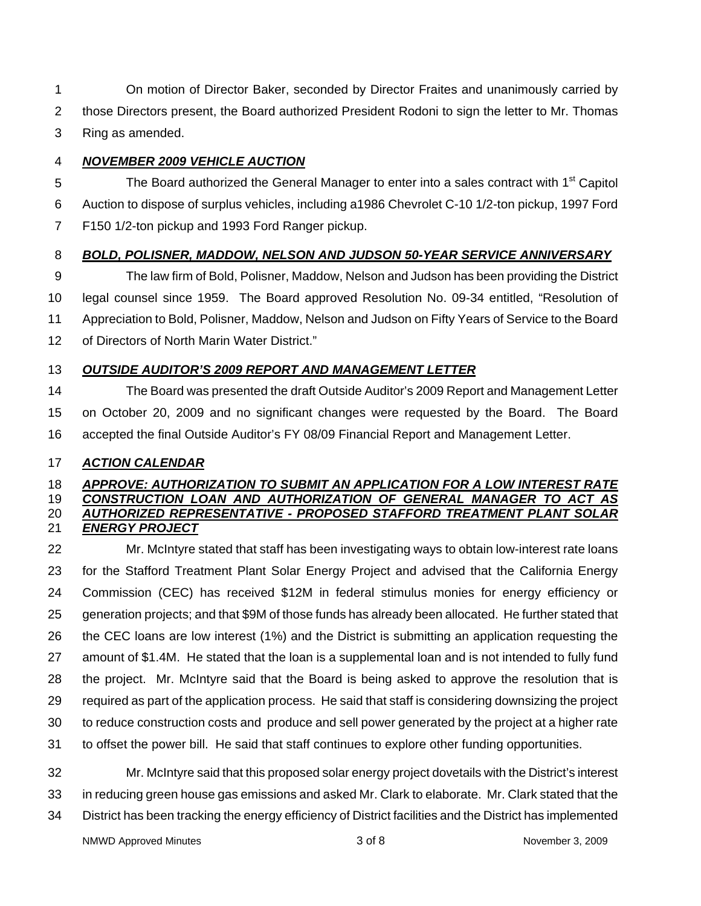On motion of Director Baker, seconded by Director Fraites and unanimously carried by those Directors present, the Board authorized President Rodoni to sign the letter to Mr. Thomas Ring as amended.

***NOVEMBER 2009 VEHICLE AUCTION***

The Board authorized the General Manager to enter into a sales contract with 1st Capitol Auction to dispose of surplus vehicles, including a1986 Chevrolet C-10 1/2-ton pickup, 1997 Ford F150 1/2-ton pickup and 1993 Ford Ranger pickup.

***BOLD, POLISNER, MADDOW, NELSON AND JUDSON 50-YEAR SERVICE ANNIVERSARY***

The law firm of Bold, Polisner, Maddow, Nelson and Judson has been providing the District legal counsel since 1959. The Board approved Resolution No. 09-34 entitled, "Resolution of Appreciation to Bold, Polisner, Maddow, Nelson and Judson on Fifty Years of Service to the Board of Directors of North Marin Water District."

***OUTSIDE AUDITOR'S 2009 REPORT AND MANAGEMENT LETTER***

The Board was presented the draft Outside Auditor's 2009 Report and Management Letter on October 20, 2009 and no significant changes were requested by the Board. The Board accepted the final Outside Auditor's FY 08/09 Financial Report and Management Letter.

***ACTION CALENDAR***

***APPROVE: AUTHORIZATION TO SUBMIT AN APPLICATION FOR A LOW INTEREST RATE CONSTRUCTION LOAN AND AUTHORIZATION OF GENERAL MANAGER TO ACT AS AUTHORIZED REPRESENTATIVE - PROPOSED STAFFORD TREATMENT PLANT SOLAR ENERGY PROJECT***

Mr. McIntyre stated that staff has been investigating ways to obtain low-interest rate loans for the Stafford Treatment Plant Solar Energy Project and advised that the California Energy Commission (CEC) has received $12M in federal stimulus monies for energy efficiency or generation projects; and that $9M of those funds has already been allocated. He further stated that the CEC loans are low interest (1%) and the District is submitting an application requesting the amount of $1.4M. He stated that the loan is a supplemental loan and is not intended to fully fund the project. Mr. McIntyre said that the Board is being asked to approve the resolution that is required as part of the application process. He said that staff is considering downsizing the project to reduce construction costs and produce and sell power generated by the project at a higher rate to offset the power bill. He said that staff continues to explore other funding opportunities.

Mr. McIntyre said that this proposed solar energy project dovetails with the District's interest in reducing green house gas emissions and asked Mr. Clark to elaborate. Mr. Clark stated that the District has been tracking the energy efficiency of District facilities and the District has implemented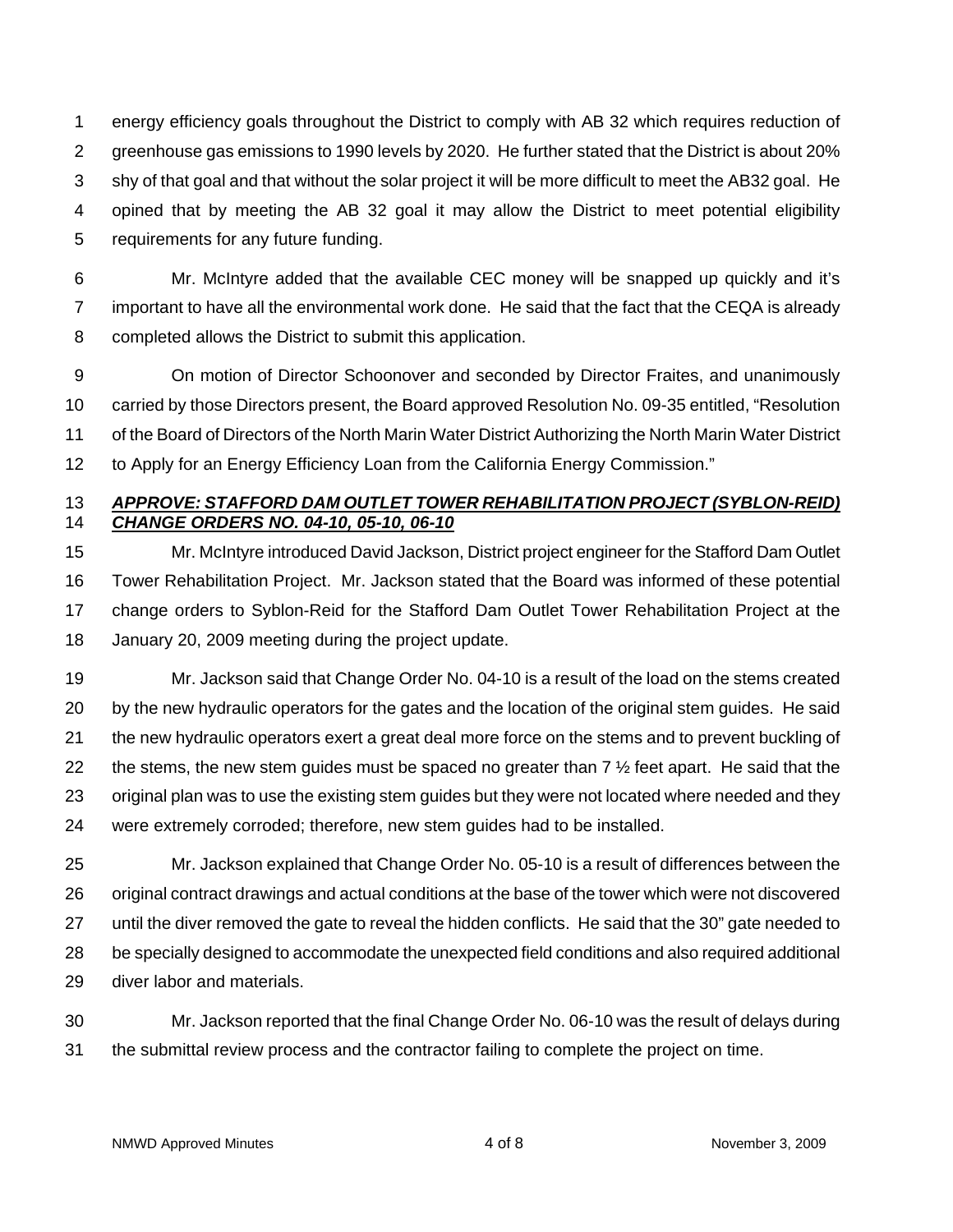energy efficiency goals throughout the District to comply with AB 32 which requires reduction of greenhouse gas emissions to 1990 levels by 2020. He further stated that the District is about 20% shy of that goal and that without the solar project it will be more difficult to meet the AB32 goal. He opined that by meeting the AB 32 goal it may allow the District to meet potential eligibility requirements for any future funding.

Mr. McIntyre added that the available CEC money will be snapped up quickly and it's important to have all the environmental work done. He said that the fact that the CEQA is already completed allows the District to submit this application.

On motion of Director Schoonover and seconded by Director Fraites, and unanimously carried by those Directors present, the Board approved Resolution No. 09-35 entitled, "Resolution of the Board of Directors of the North Marin Water District Authorizing the North Marin Water District to Apply for an Energy Efficiency Loan from the California Energy Commission."

***APPROVE: STAFFORD DAM OUTLET TOWER REHABILITATION PROJECT (SYBLON-REID) CHANGE ORDERS NO. 04-10, 05-10, 06-10***

Mr. McIntyre introduced David Jackson, District project engineer for the Stafford Dam Outlet Tower Rehabilitation Project. Mr. Jackson stated that the Board was informed of these potential change orders to Syblon-Reid for the Stafford Dam Outlet Tower Rehabilitation Project at the January 20, 2009 meeting during the project update.

Mr. Jackson said that Change Order No. 04-10 is a result of the load on the stems created by the new hydraulic operators for the gates and the location of the original stem guides. He said the new hydraulic operators exert a great deal more force on the stems and to prevent buckling of the stems, the new stem guides must be spaced no greater than 7 ½ feet apart. He said that the original plan was to use the existing stem guides but they were not located where needed and they were extremely corroded; therefore, new stem guides had to be installed.

Mr. Jackson explained that Change Order No. 05-10 is a result of differences between the original contract drawings and actual conditions at the base of the tower which were not discovered until the diver removed the gate to reveal the hidden conflicts. He said that the 30" gate needed to be specially designed to accommodate the unexpected field conditions and also required additional diver labor and materials.

Mr. Jackson reported that the final Change Order No. 06-10 was the result of delays during the submittal review process and the contractor failing to complete the project on time.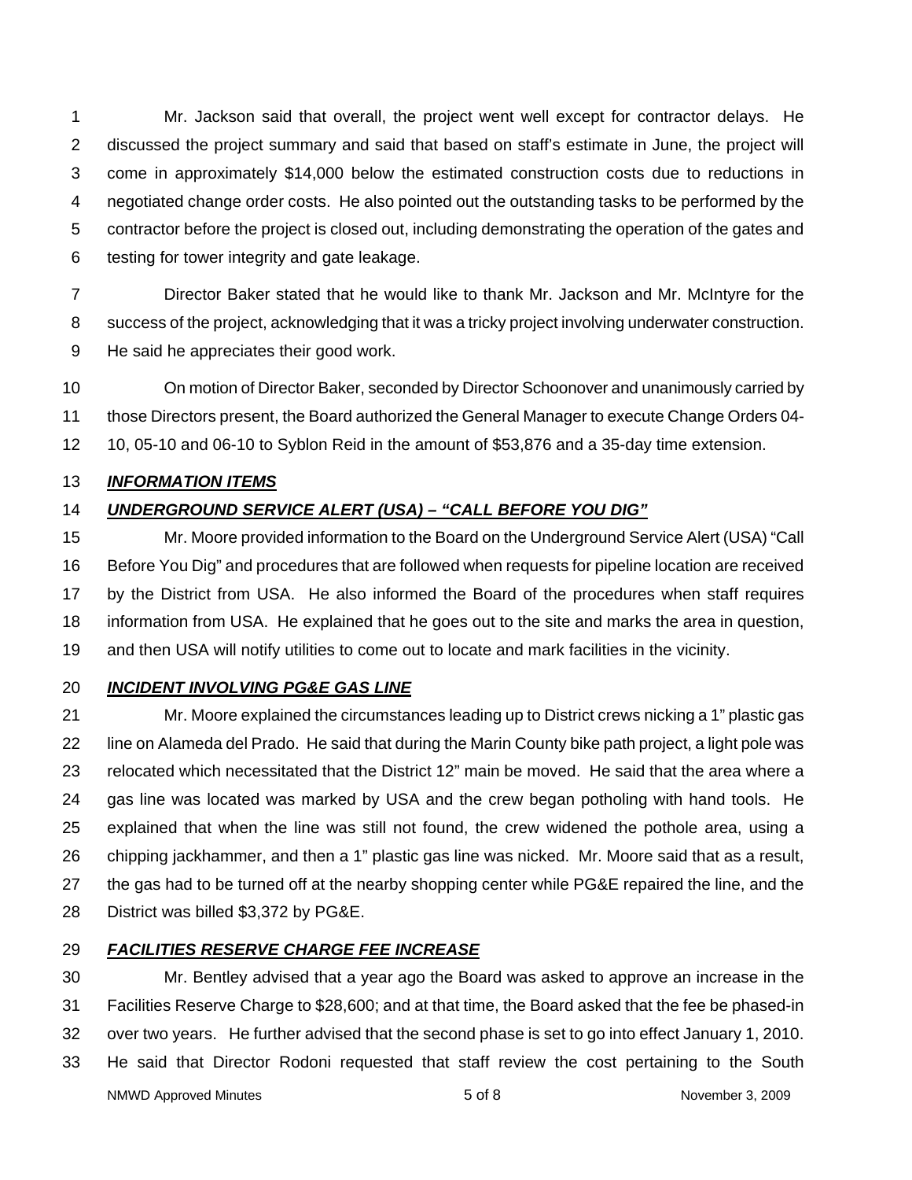Mr. Jackson said that overall, the project went well except for contractor delays. He discussed the project summary and said that based on staff's estimate in June, the project will come in approximately $14,000 below the estimated construction costs due to reductions in negotiated change order costs. He also pointed out the outstanding tasks to be performed by the contractor before the project is closed out, including demonstrating the operation of the gates and testing for tower integrity and gate leakage.

Director Baker stated that he would like to thank Mr. Jackson and Mr. McIntyre for the success of the project, acknowledging that it was a tricky project involving underwater construction. He said he appreciates their good work.

On motion of Director Baker, seconded by Director Schoonover and unanimously carried by those Directors present, the Board authorized the General Manager to execute Change Orders 04-10, 05-10 and 06-10 to Syblon Reid in the amount of $53,876 and a 35-day time extension.

***INFORMATION ITEMS***

***UNDERGROUND SERVICE ALERT (USA) – "CALL BEFORE YOU DIG"***

Mr. Moore provided information to the Board on the Underground Service Alert (USA) "Call Before You Dig" and procedures that are followed when requests for pipeline location are received by the District from USA. He also informed the Board of the procedures when staff requires information from USA. He explained that he goes out to the site and marks the area in question, and then USA will notify utilities to come out to locate and mark facilities in the vicinity.

***INCIDENT INVOLVING PG&E GAS LINE***

Mr. Moore explained the circumstances leading up to District crews nicking a 1" plastic gas line on Alameda del Prado. He said that during the Marin County bike path project, a light pole was relocated which necessitated that the District 12" main be moved. He said that the area where a gas line was located was marked by USA and the crew began potholing with hand tools. He explained that when the line was still not found, the crew widened the pothole area, using a chipping jackhammer, and then a 1" plastic gas line was nicked. Mr. Moore said that as a result, the gas had to be turned off at the nearby shopping center while PG&E repaired the line, and the District was billed $3,372 by PG&E.

***FACILITIES RESERVE CHARGE FEE INCREASE***

Mr. Bentley advised that a year ago the Board was asked to approve an increase in the Facilities Reserve Charge to $28,600; and at that time, the Board asked that the fee be phased-in over two years. He further advised that the second phase is set to go into effect January 1, 2010. He said that Director Rodoni requested that staff review the cost pertaining to the South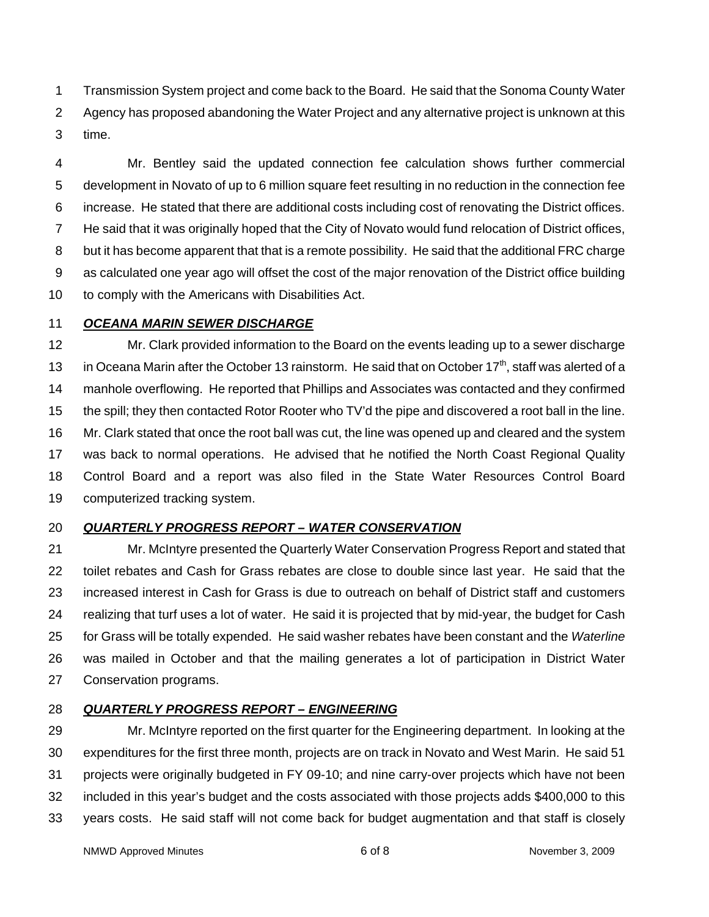Transmission System project and come back to the Board. He said that the Sonoma County Water Agency has proposed abandoning the Water Project and any alternative project is unknown at this time.

Mr. Bentley said the updated connection fee calculation shows further commercial development in Novato of up to 6 million square feet resulting in no reduction in the connection fee increase. He stated that there are additional costs including cost of renovating the District offices. He said that it was originally hoped that the City of Novato would fund relocation of District offices, but it has become apparent that that is a remote possibility. He said that the additional FRC charge as calculated one year ago will offset the cost of the major renovation of the District office building to comply with the Americans with Disabilities Act.

***OCEANA MARIN SEWER DISCHARGE***

Mr. Clark provided information to the Board on the events leading up to a sewer discharge in Oceana Marin after the October 13 rainstorm. He said that on October 17th, staff was alerted of a manhole overflowing. He reported that Phillips and Associates was contacted and they confirmed the spill; they then contacted Rotor Rooter who TV'd the pipe and discovered a root ball in the line. Mr. Clark stated that once the root ball was cut, the line was opened up and cleared and the system was back to normal operations. He advised that he notified the North Coast Regional Quality Control Board and a report was also filed in the State Water Resources Control Board computerized tracking system.

***QUARTERLY PROGRESS REPORT – WATER CONSERVATION***

Mr. McIntyre presented the Quarterly Water Conservation Progress Report and stated that toilet rebates and Cash for Grass rebates are close to double since last year. He said that the increased interest in Cash for Grass is due to outreach on behalf of District staff and customers realizing that turf uses a lot of water. He said it is projected that by mid-year, the budget for Cash for Grass will be totally expended. He said washer rebates have been constant and the *Waterline* was mailed in October and that the mailing generates a lot of participation in District Water Conservation programs.

***QUARTERLY PROGRESS REPORT – ENGINEERING***

Mr. McIntyre reported on the first quarter for the Engineering department. In looking at the expenditures for the first three month, projects are on track in Novato and West Marin. He said 51 projects were originally budgeted in FY 09-10; and nine carry-over projects which have not been included in this year's budget and the costs associated with those projects adds $400,000 to this years costs. He said staff will not come back for budget augmentation and that staff is closely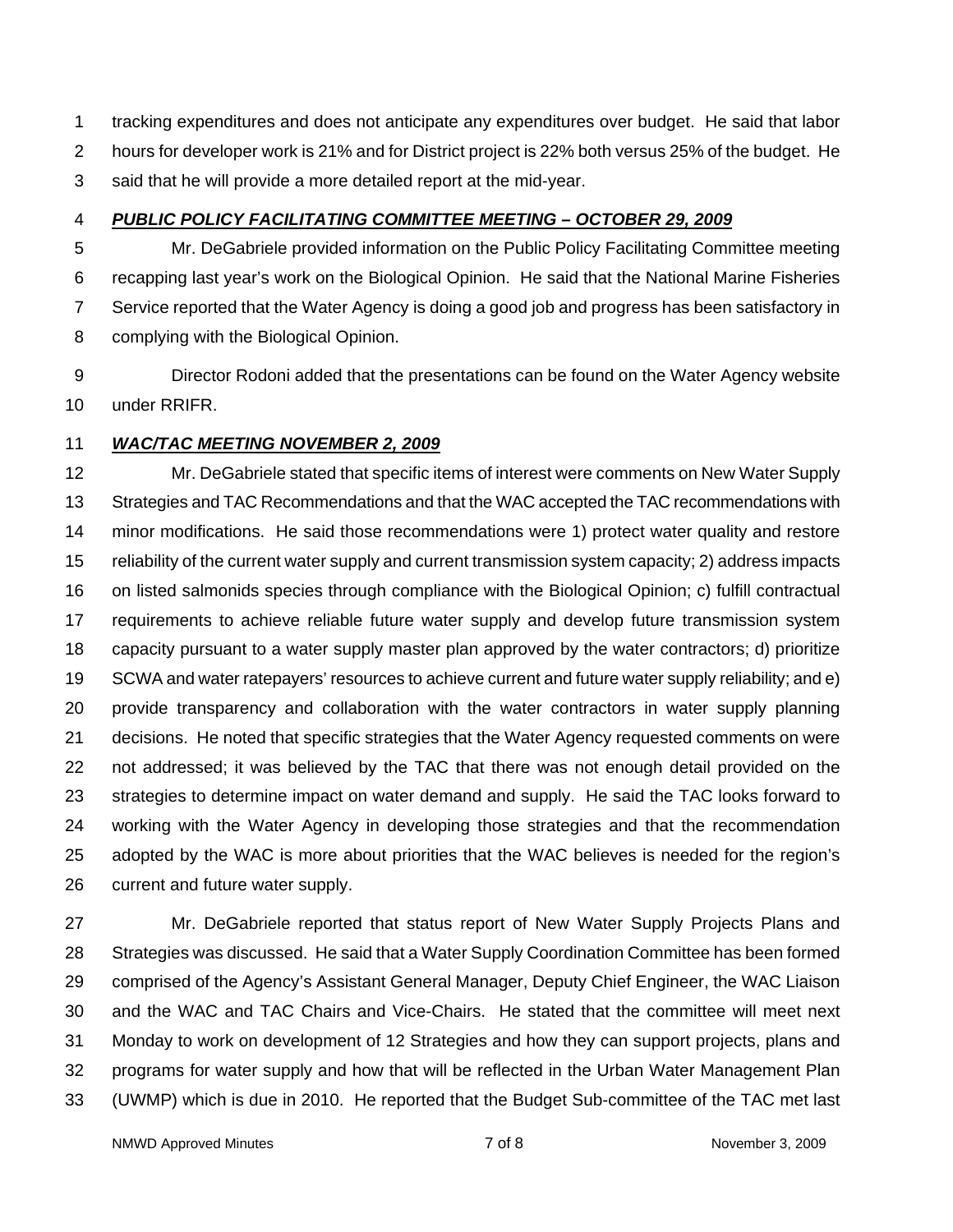tracking expenditures and does not anticipate any expenditures over budget. He said that labor hours for developer work is 21% and for District project is 22% both versus 25% of the budget. He said that he will provide a more detailed report at the mid-year.

***PUBLIC POLICY FACILITATING COMMITTEE MEETING – OCTOBER 29, 2009***

Mr. DeGabriele provided information on the Public Policy Facilitating Committee meeting recapping last year's work on the Biological Opinion. He said that the National Marine Fisheries Service reported that the Water Agency is doing a good job and progress has been satisfactory in complying with the Biological Opinion.

Director Rodoni added that the presentations can be found on the Water Agency website under RRIFR.

***WAC/TAC MEETING NOVEMBER 2, 2009***

Mr. DeGabriele stated that specific items of interest were comments on New Water Supply Strategies and TAC Recommendations and that the WAC accepted the TAC recommendations with minor modifications. He said those recommendations were 1) protect water quality and restore reliability of the current water supply and current transmission system capacity; 2) address impacts on listed salmonids species through compliance with the Biological Opinion; c) fulfill contractual requirements to achieve reliable future water supply and develop future transmission system capacity pursuant to a water supply master plan approved by the water contractors; d) prioritize SCWA and water ratepayers' resources to achieve current and future water supply reliability; and e) provide transparency and collaboration with the water contractors in water supply planning decisions. He noted that specific strategies that the Water Agency requested comments on were not addressed; it was believed by the TAC that there was not enough detail provided on the strategies to determine impact on water demand and supply. He said the TAC looks forward to working with the Water Agency in developing those strategies and that the recommendation adopted by the WAC is more about priorities that the WAC believes is needed for the region's current and future water supply.

Mr. DeGabriele reported that status report of New Water Supply Projects Plans and Strategies was discussed. He said that a Water Supply Coordination Committee has been formed comprised of the Agency's Assistant General Manager, Deputy Chief Engineer, the WAC Liaison and the WAC and TAC Chairs and Vice-Chairs. He stated that the committee will meet next Monday to work on development of 12 Strategies and how they can support projects, plans and programs for water supply and how that will be reflected in the Urban Water Management Plan (UWMP) which is due in 2010. He reported that the Budget Sub-committee of the TAC met last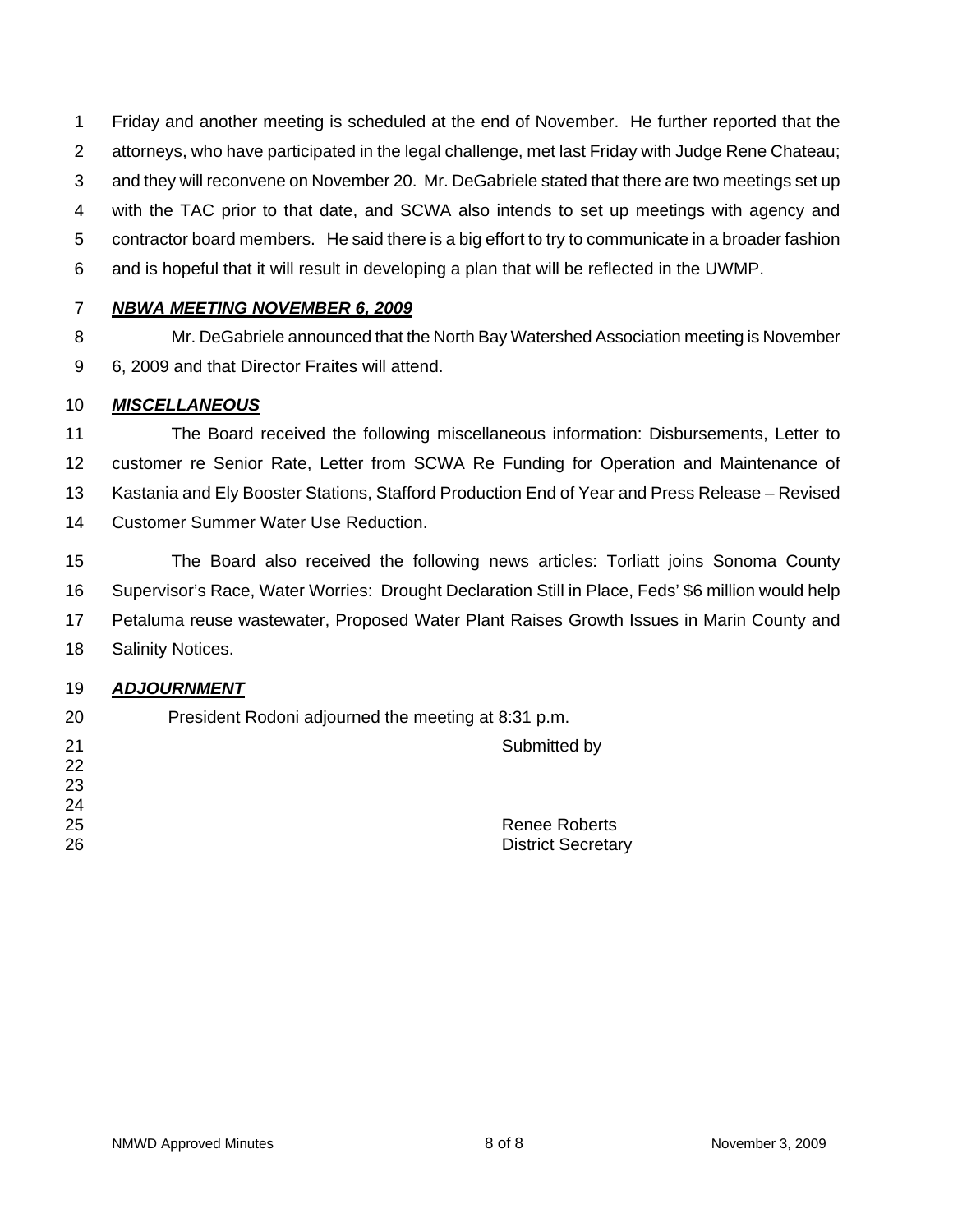Friday and another meeting is scheduled at the end of November. He further reported that the attorneys, who have participated in the legal challenge, met last Friday with Judge Rene Chateau; and they will reconvene on November 20. Mr. DeGabriele stated that there are two meetings set up with the TAC prior to that date, and SCWA also intends to set up meetings with agency and contractor board members. He said there is a big effort to try to communicate in a broader fashion and is hopeful that it will result in developing a plan that will be reflected in the UWMP.

***NBWA MEETING NOVEMBER 6, 2009***

Mr. DeGabriele announced that the North Bay Watershed Association meeting is November 6, 2009 and that Director Fraites will attend.

***MISCELLANEOUS***

The Board received the following miscellaneous information: Disbursements, Letter to customer re Senior Rate, Letter from SCWA Re Funding for Operation and Maintenance of Kastania and Ely Booster Stations, Stafford Production End of Year and Press Release – Revised Customer Summer Water Use Reduction.

The Board also received the following news articles: Torliatt joins Sonoma County Supervisor's Race, Water Worries: Drought Declaration Still in Place, Feds' $6 million would help Petaluma reuse wastewater, Proposed Water Plant Raises Growth Issues in Marin County and Salinity Notices.

***ADJOURNMENT***

President Rodoni adjourned the meeting at 8:31 p.m.

Submitted by

Renee Roberts
District Secretary